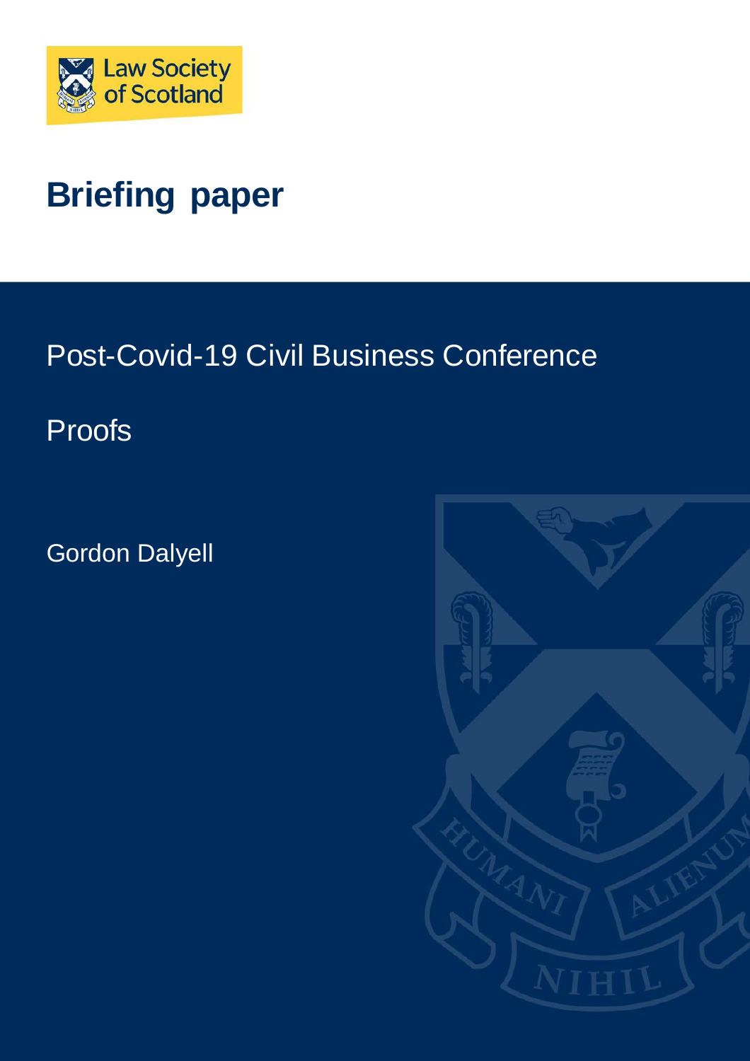Law Society of Scotland

# Briefing paper

## Post-Covid-19 Civil Business Conference

## Proofs

Gordon Dalyell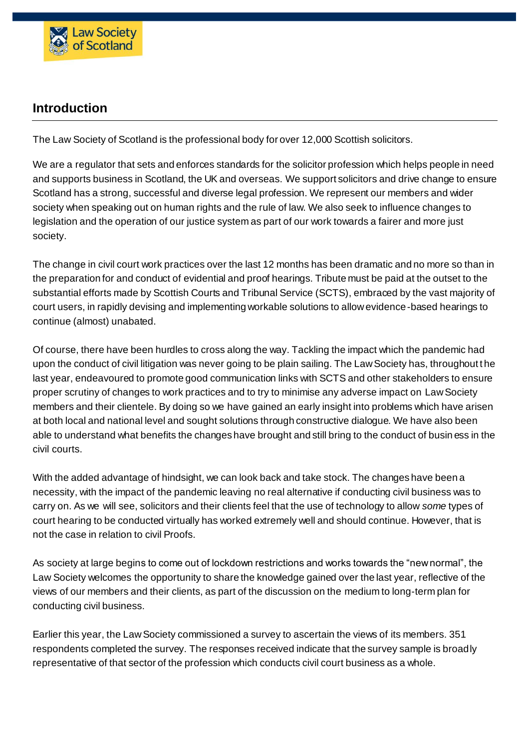## Introduction

The Law Society of Scotland is the professional body for over 12,000 Scottish solicitors.

We are a regulator that sets and enforces standards for the solicitor profession which helps people in need and supports business in Scotland, the UK and overseas. We support solicitors and drive change to ensure Scotland has a strong, successful and diverse legal profession. We represent our members and wider society when speaking out on human rights and the rule of law. We also seek to influence changes to legislation and the operation of our justice system as part of our work towards a fairer and more just society.

The change in civil court work practices over the last 12 months has been dramatic and no more so than in the preparation for and conduct of evidential and proof hearings. Tribute must be paid at the outset to the substantial efforts made by Scottish Courts and Tribunal Service (SCTS), embraced by the vast majority of court users, in rapidly devising and implementing workable solutions to allow evidence-based hearings to continue (almost) unabated.

Of course, there have been hurdles to cross along the way. Tackling the impact which the pandemic had upon the conduct of civil litigation was never going to be plain sailing. The Law Society has, throughout the last year, endeavoured to promote good communication links with SCTS and other stakeholders to ensure proper scrutiny of changes to work practices and to try to minimise any adverse impact on Law Society members and their clientele. By doing so we have gained an early insight into problems which have arisen at both local and national level and sought solutions through constructive dialogue. We have also been able to understand what benefits the changes have brought and still bring to the conduct of business in the civil courts.

With the added advantage of hindsight, we can look back and take stock. The changes have been a necessity, with the impact of the pandemic leaving no real alternative if conducting civil business was to carry on. As we will see, solicitors and their clients feel that the use of technology to allow *some* types of court hearing to be conducted virtually has worked extremely well and should continue. However, that is not the case in relation to civil Proofs.

As society at large begins to come out of lockdown restrictions and works towards the "new normal", the Law Society welcomes the opportunity to share the knowledge gained over the last year, reflective of the views of our members and their clients, as part of the discussion on the medium to long-term plan for conducting civil business.

Earlier this year, the Law Society commissioned a survey to ascertain the views of its members. 351 respondents completed the survey. The responses received indicate that the survey sample is broadly representative of that sector of the profession which conducts civil court business as a whole.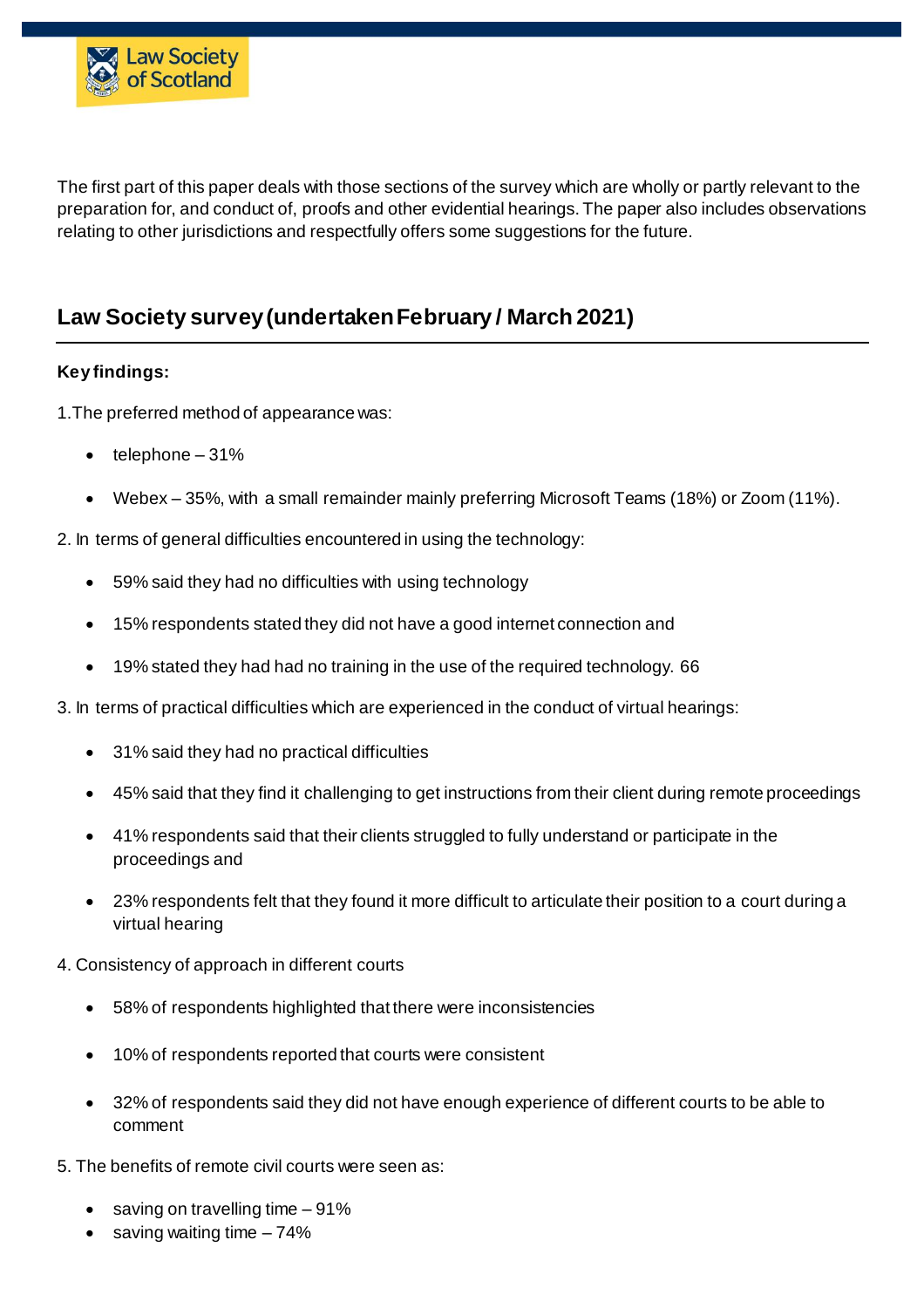The first part of this paper deals with those sections of the survey which are wholly or partly relevant to the preparation for, and conduct of, proofs and other evidential hearings. The paper also includes observations relating to other jurisdictions and respectfully offers some suggestions for the future.

## Law Society survey (undertaken February / March 2021)

**Key findings:**

1.The preferred method of appearance was:

- telephone – 31%
- Webex – 35%, with a small remainder mainly preferring Microsoft Teams (18%) or Zoom (11%).

2. In terms of general difficulties encountered in using the technology:

- 59% said they had no difficulties with using technology
- 15% respondents stated they did not have a good internet connection and
- 19% stated they had had no training in the use of the required technology. 66

3. In terms of practical difficulties which are experienced in the conduct of virtual hearings:

- 31% said they had no practical difficulties
- 45% said that they find it challenging to get instructions from their client during remote proceedings
- 41% respondents said that their clients struggled to fully understand or participate in the proceedings and
- 23% respondents felt that they found it more difficult to articulate their position to a court during a virtual hearing

4. Consistency of approach in different courts

- 58% of respondents highlighted that there were inconsistencies
- 10% of respondents reported that courts were consistent
- 32% of respondents said they did not have enough experience of different courts to be able to comment

5. The benefits of remote civil courts were seen as:

- saving on travelling time – 91%
- saving waiting time – 74%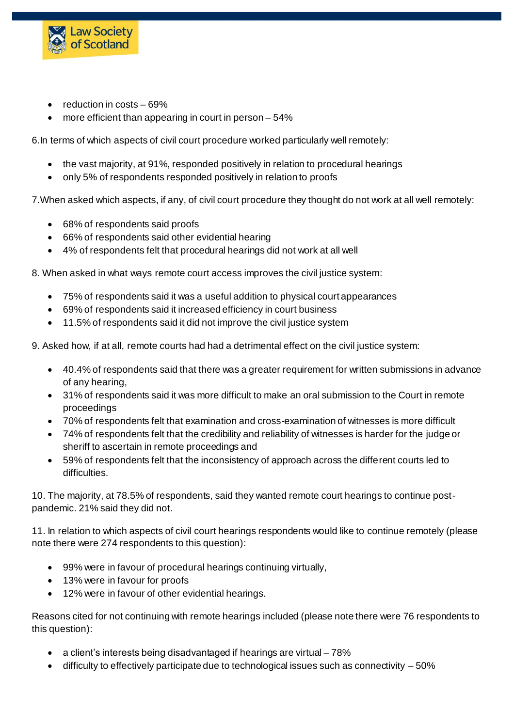- reduction in costs – 69%
- more efficient than appearing in court in person – 54%

6.In terms of which aspects of civil court procedure worked particularly well remotely:

- the vast majority, at 91%, responded positively in relation to procedural hearings
- only 5% of respondents responded positively in relation to proofs

7.When asked which aspects, if any, of civil court procedure they thought do not work at all well remotely:

- 68% of respondents said proofs
- 66% of respondents said other evidential hearing
- 4% of respondents felt that procedural hearings did not work at all well

8. When asked in what ways remote court access improves the civil justice system:

- 75% of respondents said it was a useful addition to physical court appearances
- 69% of respondents said it increased efficiency in court business
- 11.5% of respondents said it did not improve the civil justice system

9. Asked how, if at all, remote courts had had a detrimental effect on the civil justice system:

- 40.4% of respondents said that there was a greater requirement for written submissions in advance of any hearing,
- 31% of respondents said it was more difficult to make an oral submission to the Court in remote proceedings
- 70% of respondents felt that examination and cross-examination of witnesses is more difficult
- 74% of respondents felt that the credibility and reliability of witnesses is harder for the judge or sheriff to ascertain in remote proceedings and
- 59% of respondents felt that the inconsistency of approach across the different courts led to difficulties.

10. The majority, at 78.5% of respondents, said they wanted remote court hearings to continue post-pandemic. 21% said they did not.

11. In relation to which aspects of civil court hearings respondents would like to continue remotely (please note there were 274 respondents to this question):

- 99% were in favour of procedural hearings continuing virtually,
- 13% were in favour for proofs
- 12% were in favour of other evidential hearings.

Reasons cited for not continuing with remote hearings included (please note there were 76 respondents to this question):

- a client's interests being disadvantaged if hearings are virtual – 78%
- difficulty to effectively participate due to technological issues such as connectivity – 50%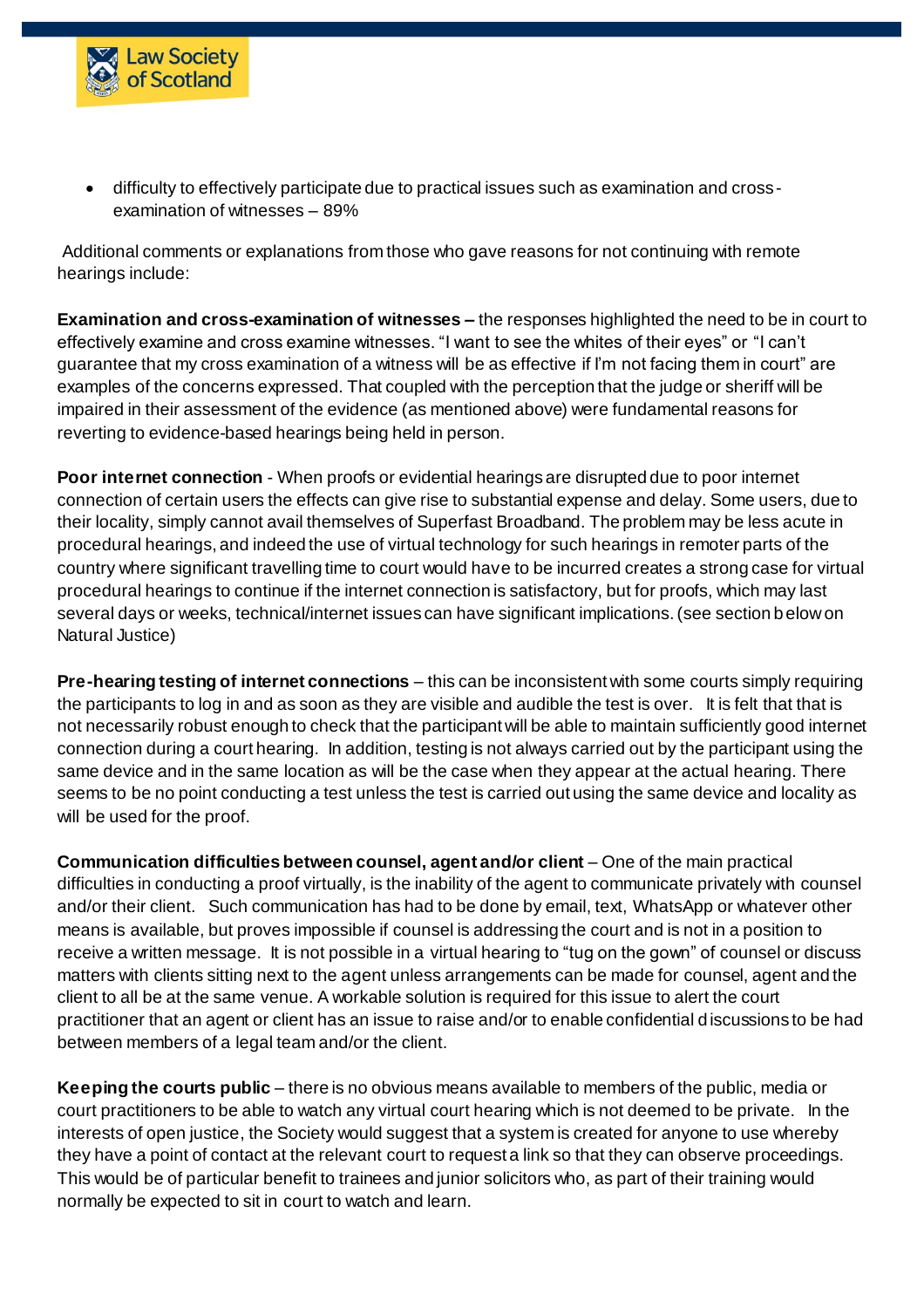- difficulty to effectively participate due to practical issues such as examination and cross-examination of witnesses – 89%

Additional comments or explanations from those who gave reasons for not continuing with remote hearings include:

**Examination and cross-examination of witnesses –** the responses highlighted the need to be in court to effectively examine and cross examine witnesses. "I want to see the whites of their eyes" or "I can't guarantee that my cross examination of a witness will be as effective if I'm not facing them in court" are examples of the concerns expressed. That coupled with the perception that the judge or sheriff will be impaired in their assessment of the evidence (as mentioned above) were fundamental reasons for reverting to evidence-based hearings being held in person.

**Poor internet connection** - When proofs or evidential hearings are disrupted due to poor internet connection of certain users the effects can give rise to substantial expense and delay. Some users, due to their locality, simply cannot avail themselves of Superfast Broadband. The problem may be less acute in procedural hearings, and indeed the use of virtual technology for such hearings in remoter parts of the country where significant travelling time to court would have to be incurred creates a strong case for virtual procedural hearings to continue if the internet connection is satisfactory, but for proofs, which may last several days or weeks, technical/internet issues can have significant implications. (see section below on Natural Justice)

**Pre-hearing testing of internet connections** – this can be inconsistent with some courts simply requiring the participants to log in and as soon as they are visible and audible the test is over. It is felt that that is not necessarily robust enough to check that the participant will be able to maintain sufficiently good internet connection during a court hearing. In addition, testing is not always carried out by the participant using the same device and in the same location as will be the case when they appear at the actual hearing. There seems to be no point conducting a test unless the test is carried out using the same device and locality as will be used for the proof.

**Communication difficulties between counsel, agent and/or client** – One of the main practical difficulties in conducting a proof virtually, is the inability of the agent to communicate privately with counsel and/or their client. Such communication has had to be done by email, text, WhatsApp or whatever other means is available, but proves impossible if counsel is addressing the court and is not in a position to receive a written message. It is not possible in a virtual hearing to "tug on the gown" of counsel or discuss matters with clients sitting next to the agent unless arrangements can be made for counsel, agent and the client to all be at the same venue. A workable solution is required for this issue to alert the court practitioner that an agent or client has an issue to raise and/or to enable confidential discussions to be had between members of a legal team and/or the client.

**Keeping the courts public** – there is no obvious means available to members of the public, media or court practitioners to be able to watch any virtual court hearing which is not deemed to be private. In the interests of open justice, the Society would suggest that a system is created for anyone to use whereby they have a point of contact at the relevant court to request a link so that they can observe proceedings. This would be of particular benefit to trainees and junior solicitors who, as part of their training would normally be expected to sit in court to watch and learn.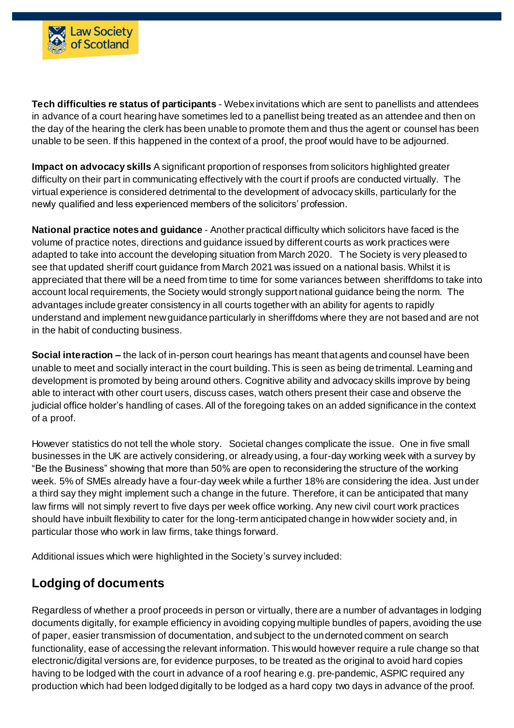**Tech difficulties re status of participants** - Webex invitations which are sent to panellists and attendees in advance of a court hearing have sometimes led to a panellist being treated as an attendee and then on the day of the hearing the clerk has been unable to promote them and thus the agent or counsel has been unable to be seen. If this happened in the context of a proof, the proof would have to be adjourned.

**Impact on advocacy skills** A significant proportion of responses from solicitors highlighted greater difficulty on their part in communicating effectively with the court if proofs are conducted virtually. The virtual experience is considered detrimental to the development of advocacy skills, particularly for the newly qualified and less experienced members of the solicitors' profession.

**National practice notes and guidance** - Another practical difficulty which solicitors have faced is the volume of practice notes, directions and guidance issued by different courts as work practices were adapted to take into account the developing situation from March 2020. The Society is very pleased to see that updated sheriff court guidance from March 2021 was issued on a national basis. Whilst it is appreciated that there will be a need from time to time for some variances between sheriffdoms to take into account local requirements, the Society would strongly support national guidance being the norm. The advantages include greater consistency in all courts together with an ability for agents to rapidly understand and implement new guidance particularly in sheriffdoms where they are not based and are not in the habit of conducting business.

**Social interaction** – the lack of in-person court hearings has meant that agents and counsel have been unable to meet and socially interact in the court building. This is seen as being detrimental. Learning and development is promoted by being around others. Cognitive ability and advocacy skills improve by being able to interact with other court users, discuss cases, watch others present their case and observe the judicial office holder's handling of cases. All of the foregoing takes on an added significance in the context of a proof.

However statistics do not tell the whole story. Societal changes complicate the issue. One in five small businesses in the UK are actively considering, or already using, a four-day working week with a survey by "Be the Business" showing that more than 50% are open to reconsidering the structure of the working week. 5% of SMEs already have a four-day week while a further 18% are considering the idea. Just under a third say they might implement such a change in the future. Therefore, it can be anticipated that many law firms will not simply revert to five days per week office working. Any new civil court work practices should have inbuilt flexibility to cater for the long-term anticipated change in how wider society and, in particular those who work in law firms, take things forward.

Additional issues which were highlighted in the Society's survey included:

## Lodging of documents

Regardless of whether a proof proceeds in person or virtually, there are a number of advantages in lodging documents digitally, for example efficiency in avoiding copying multiple bundles of papers, avoiding the use of paper, easier transmission of documentation, and subject to the undernoted comment on search functionality, ease of accessing the relevant information. This would however require a rule change so that electronic/digital versions are, for evidence purposes, to be treated as the original to avoid hard copies having to be lodged with the court in advance of a roof hearing e.g. pre-pandemic, ASPIC required any production which had been lodged digitally to be lodged as a hard copy two days in advance of the proof.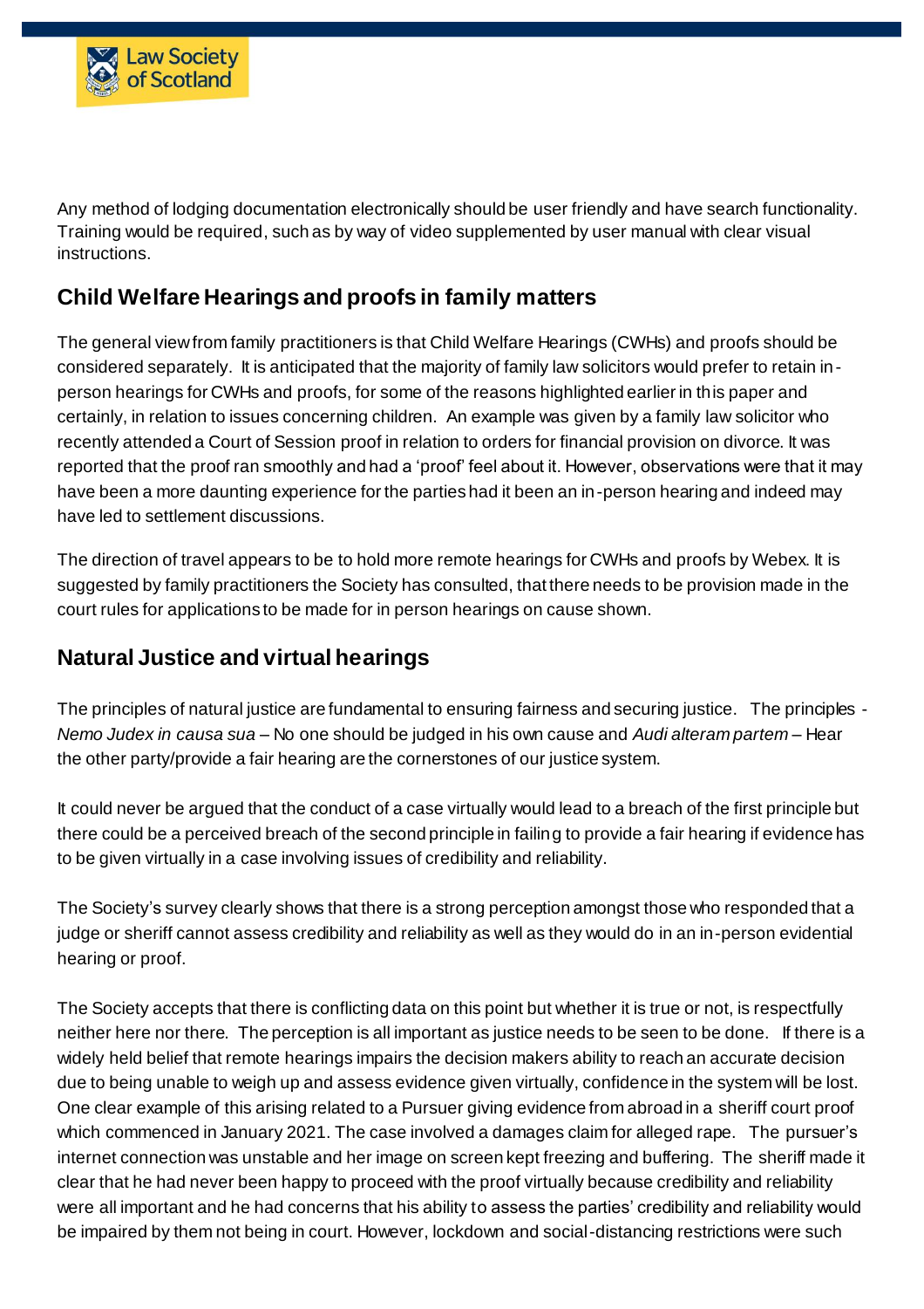Any method of lodging documentation electronically should be user friendly and have search functionality. Training would be required, such as by way of video supplemented by user manual with clear visual instructions.

## Child Welfare Hearings and proofs in family matters

The general view from family practitioners is that Child Welfare Hearings (CWHs) and proofs should be considered separately. It is anticipated that the majority of family law solicitors would prefer to retain in-person hearings for CWHs and proofs, for some of the reasons highlighted earlier in this paper and certainly, in relation to issues concerning children. An example was given by a family law solicitor who recently attended a Court of Session proof in relation to orders for financial provision on divorce. It was reported that the proof ran smoothly and had a 'proof' feel about it. However, observations were that it may have been a more daunting experience for the parties had it been an in-person hearing and indeed may have led to settlement discussions.

The direction of travel appears to be to hold more remote hearings for CWHs and proofs by Webex. It is suggested by family practitioners the Society has consulted, that there needs to be provision made in the court rules for applications to be made for in person hearings on cause shown.

## Natural Justice and virtual hearings

The principles of natural justice are fundamental to ensuring fairness and securing justice. The principles - *Nemo Judex in causa sua* – No one should be judged in his own cause and *Audi alteram partem* – Hear the other party/provide a fair hearing are the cornerstones of our justice system.

It could never be argued that the conduct of a case virtually would lead to a breach of the first principle but there could be a perceived breach of the second principle in failing to provide a fair hearing if evidence has to be given virtually in a case involving issues of credibility and reliability.

The Society's survey clearly shows that there is a strong perception amongst those who responded that a judge or sheriff cannot assess credibility and reliability as well as they would do in an in-person evidential hearing or proof.

The Society accepts that there is conflicting data on this point but whether it is true or not, is respectfully neither here nor there. The perception is all important as justice needs to be seen to be done. If there is a widely held belief that remote hearings impairs the decision makers ability to reach an accurate decision due to being unable to weigh up and assess evidence given virtually, confidence in the system will be lost. One clear example of this arising related to a Pursuer giving evidence from abroad in a sheriff court proof which commenced in January 2021. The case involved a damages claim for alleged rape. The pursuer's internet connection was unstable and her image on screen kept freezing and buffering. The sheriff made it clear that he had never been happy to proceed with the proof virtually because credibility and reliability were all important and he had concerns that his ability to assess the parties' credibility and reliability would be impaired by them not being in court. However, lockdown and social-distancing restrictions were such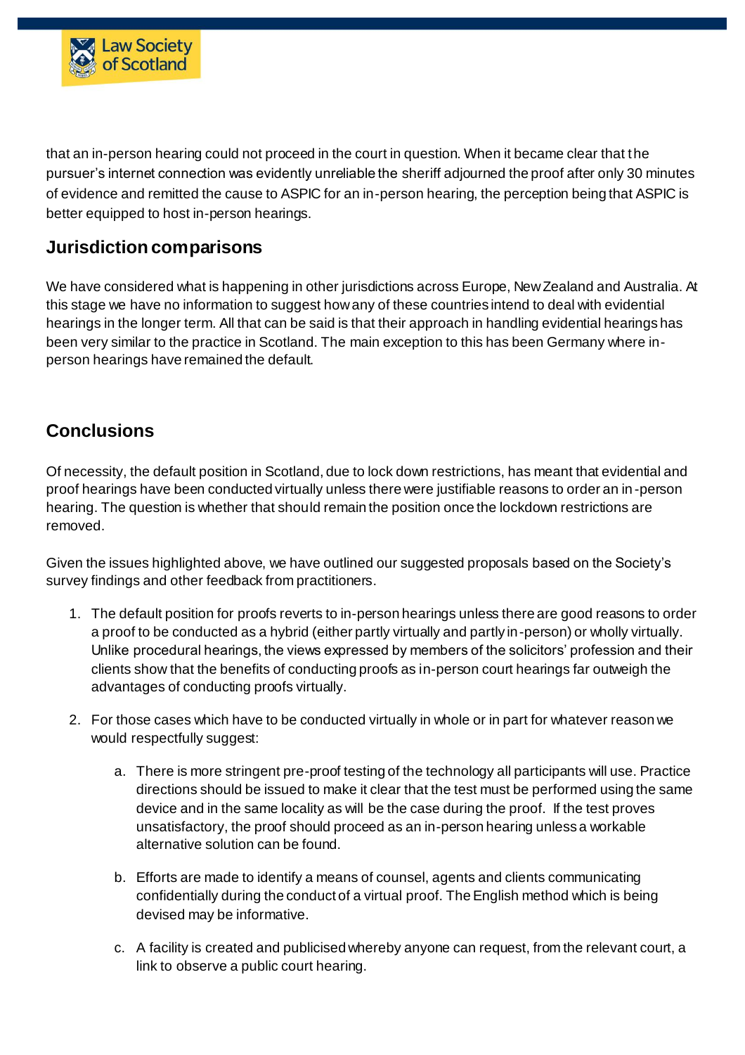that an in-person hearing could not proceed in the court in question. When it became clear that the pursuer's internet connection was evidently unreliable the sheriff adjourned the proof after only 30 minutes of evidence and remitted the cause to ASPIC for an in-person hearing, the perception being that ASPIC is better equipped to host in-person hearings.

## Jurisdiction comparisons

We have considered what is happening in other jurisdictions across Europe, New Zealand and Australia. At this stage we have no information to suggest how any of these countries intend to deal with evidential hearings in the longer term. All that can be said is that their approach in handling evidential hearings has been very similar to the practice in Scotland. The main exception to this has been Germany where in-person hearings have remained the default.

## Conclusions

Of necessity, the default position in Scotland, due to lock down restrictions, has meant that evidential and proof hearings have been conducted virtually unless there were justifiable reasons to order an in-person hearing. The question is whether that should remain the position once the lockdown restrictions are removed.

Given the issues highlighted above, we have outlined our suggested proposals based on the Society's survey findings and other feedback from practitioners.

1. The default position for proofs reverts to in-person hearings unless there are good reasons to order a proof to be conducted as a hybrid (either partly virtually and partly in-person) or wholly virtually. Unlike procedural hearings, the views expressed by members of the solicitors' profession and their clients show that the benefits of conducting proofs as in-person court hearings far outweigh the advantages of conducting proofs virtually.

2. For those cases which have to be conducted virtually in whole or in part for whatever reason we would respectfully suggest:

    a. There is more stringent pre-proof testing of the technology all participants will use. Practice directions should be issued to make it clear that the test must be performed using the same device and in the same locality as will be the case during the proof. If the test proves unsatisfactory, the proof should proceed as an in-person hearing unless a workable alternative solution can be found.

    b. Efforts are made to identify a means of counsel, agents and clients communicating confidentially during the conduct of a virtual proof. The English method which is being devised may be informative.

    c. A facility is created and publicised whereby anyone can request, from the relevant court, a link to observe a public court hearing.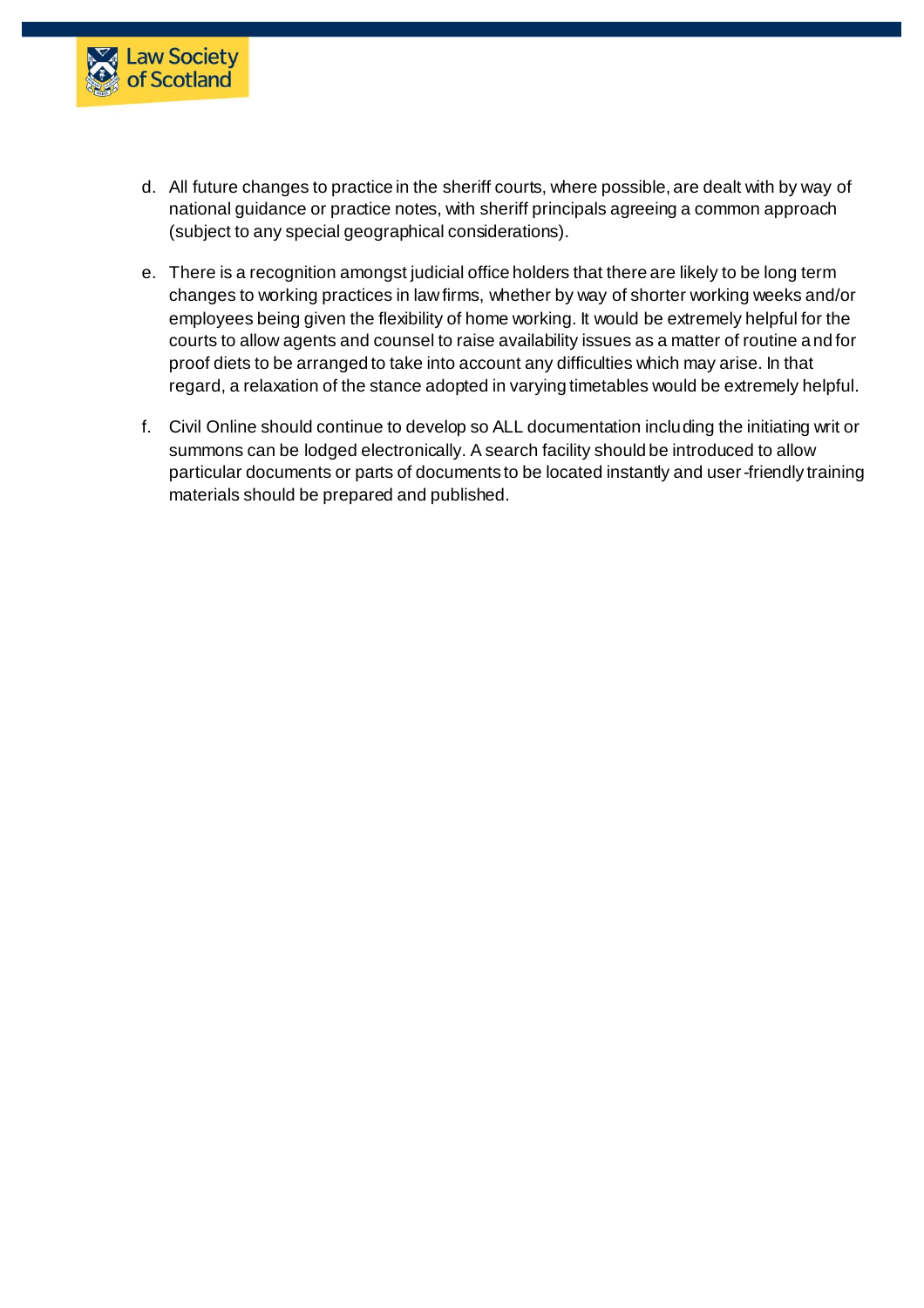d. All future changes to practice in the sheriff courts, where possible, are dealt with by way of national guidance or practice notes, with sheriff principals agreeing a common approach (subject to any special geographical considerations).

e. There is a recognition amongst judicial office holders that there are likely to be long term changes to working practices in law firms, whether by way of shorter working weeks and/or employees being given the flexibility of home working. It would be extremely helpful for the courts to allow agents and counsel to raise availability issues as a matter of routine and for proof diets to be arranged to take into account any difficulties which may arise. In that regard, a relaxation of the stance adopted in varying timetables would be extremely helpful.

f. Civil Online should continue to develop so ALL documentation including the initiating writ or summons can be lodged electronically. A search facility should be introduced to allow particular documents or parts of documents to be located instantly and user-friendly training materials should be prepared and published.